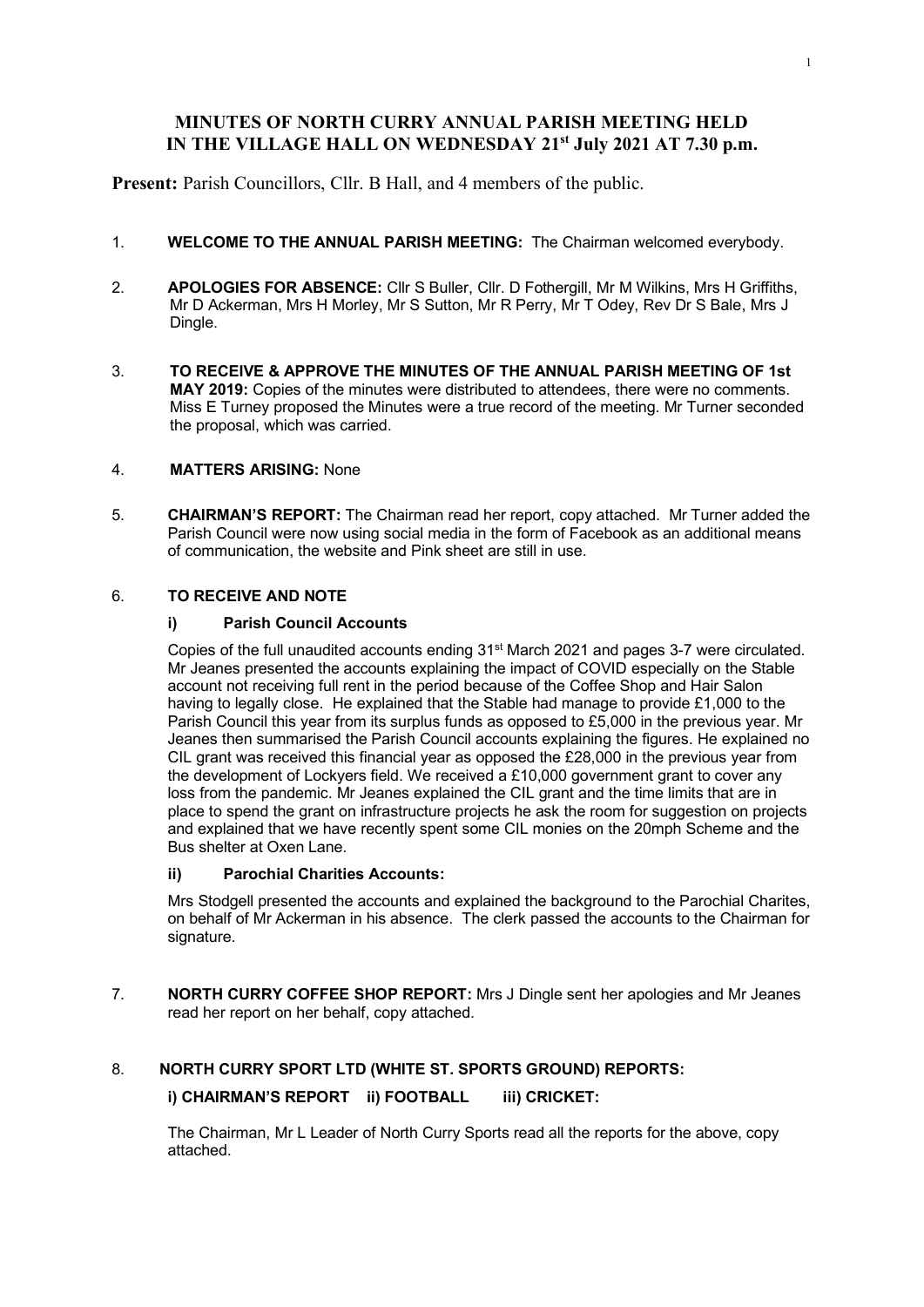# MINUTES OF NORTH CURRY ANNUAL PARISH MEETING HELD IN THE VILLAGE HALL ON WEDNESDAY 21st July 2021 AT 7.30 p.m.

**Present:** Parish Councillors, Cllr. B Hall, and 4 members of the public.

1. **WELCOME TO THE ANNUAL PARISH MEETING:** The Chairman welcomed everybody.

2. **APOLOGIES FOR ABSENCE:** Cllr S Buller, Cllr. D Fothergill, Mr M Wilkins, Mrs H Griffiths, Mr D Ackerman, Mrs H Morley, Mr S Sutton, Mr R Perry, Mr T Odey, Rev Dr S Bale, Mrs J Dingle.

3. **TO RECEIVE & APPROVE THE MINUTES OF THE ANNUAL PARISH MEETING OF 1st MAY 2019:** Copies of the minutes were distributed to attendees, there were no comments. Miss E Turney proposed the Minutes were a true record of the meeting. Mr Turner seconded the proposal, which was carried.

4. **MATTERS ARISING:** None

5. **CHAIRMAN'S REPORT:** The Chairman read her report, copy attached. Mr Turner added the Parish Council were now using social media in the form of Facebook as an additional means of communication, the website and Pink sheet are still in use.

6. **TO RECEIVE AND NOTE**

   **i) Parish Council Accounts**

   Copies of the full unaudited accounts ending 31st March 2021 and pages 3-7 were circulated. Mr Jeanes presented the accounts explaining the impact of COVID especially on the Stable account not receiving full rent in the period because of the Coffee Shop and Hair Salon having to legally close. He explained that the Stable had manage to provide £1,000 to the Parish Council this year from its surplus funds as opposed to £5,000 in the previous year. Mr Jeanes then summarised the Parish Council accounts explaining the figures. He explained no CIL grant was received this financial year as opposed the £28,000 in the previous year from the development of Lockyers field. We received a £10,000 government grant to cover any loss from the pandemic. Mr Jeanes explained the CIL grant and the time limits that are in place to spend the grant on infrastructure projects he ask the room for suggestion on projects and explained that we have recently spent some CIL monies on the 20mph Scheme and the Bus shelter at Oxen Lane.

   **ii) Parochial Charities Accounts:**

   Mrs Stodgell presented the accounts and explained the background to the Parochial Charites, on behalf of Mr Ackerman in his absence. The clerk passed the accounts to the Chairman for signature.

7. **NORTH CURRY COFFEE SHOP REPORT:** Mrs J Dingle sent her apologies and Mr Jeanes read her report on her behalf, copy attached.

8. **NORTH CURRY SPORT LTD (WHITE ST. SPORTS GROUND) REPORTS:**

   **i) CHAIRMAN'S REPORT ii) FOOTBALL iii) CRICKET:**

   The Chairman, Mr L Leader of North Curry Sports read all the reports for the above, copy attached.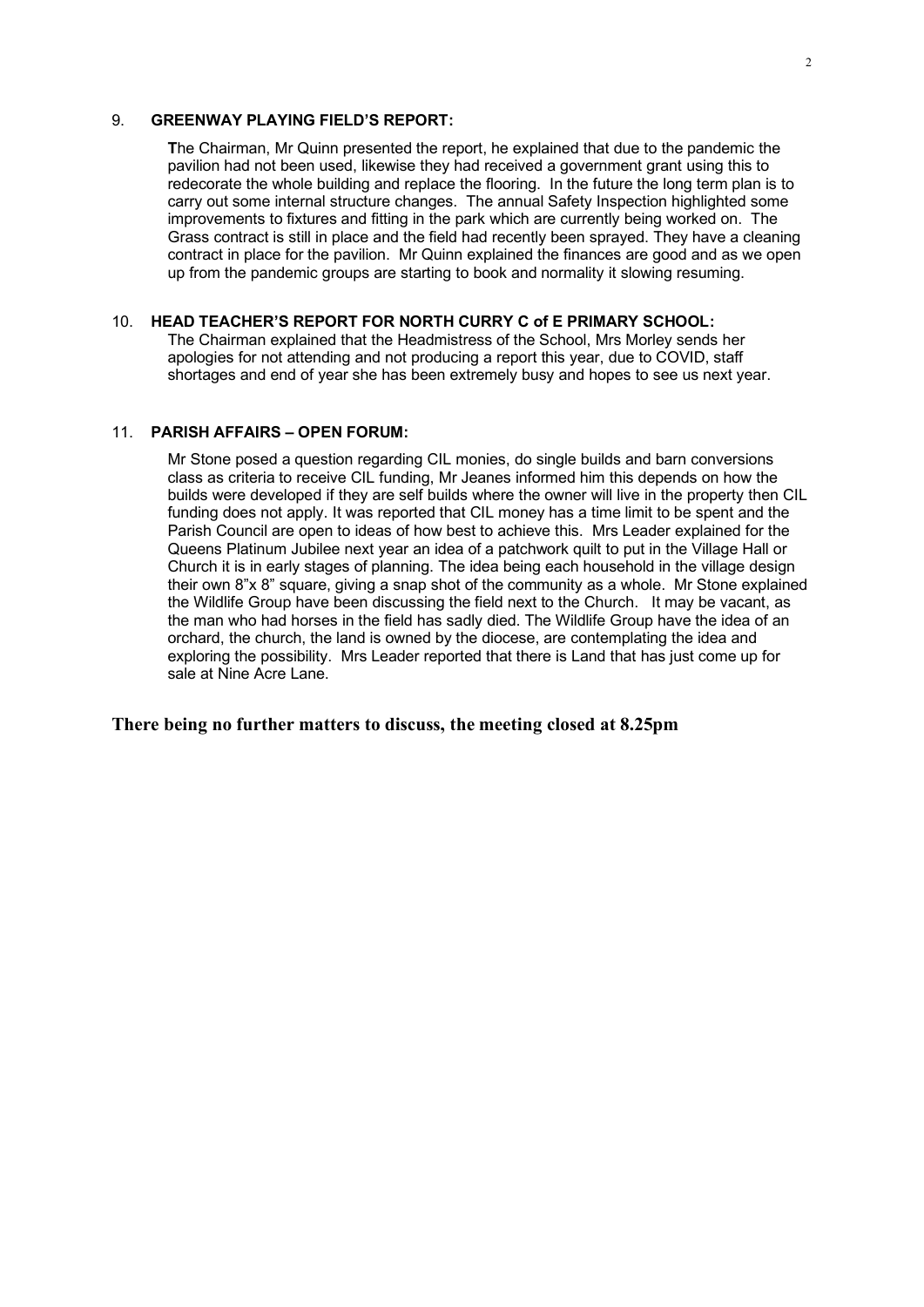9. **GREENWAY PLAYING FIELD'S REPORT:**

**T**he Chairman, Mr Quinn presented the report, he explained that due to the pandemic the pavilion had not been used, likewise they had received a government grant using this to redecorate the whole building and replace the flooring. In the future the long term plan is to carry out some internal structure changes. The annual Safety Inspection highlighted some improvements to fixtures and fitting in the park which are currently being worked on. The Grass contract is still in place and the field had recently been sprayed. They have a cleaning contract in place for the pavilion. Mr Quinn explained the finances are good and as we open up from the pandemic groups are starting to book and normality it slowing resuming.

10. **HEAD TEACHER'S REPORT FOR NORTH CURRY C of E PRIMARY SCHOOL:**

The Chairman explained that the Headmistress of the School, Mrs Morley sends her apologies for not attending and not producing a report this year, due to COVID, staff shortages and end of year she has been extremely busy and hopes to see us next year.

11. **PARISH AFFAIRS – OPEN FORUM:**

Mr Stone posed a question regarding CIL monies, do single builds and barn conversions class as criteria to receive CIL funding, Mr Jeanes informed him this depends on how the builds were developed if they are self builds where the owner will live in the property then CIL funding does not apply. It was reported that CIL money has a time limit to be spent and the Parish Council are open to ideas of how best to achieve this. Mrs Leader explained for the Queens Platinum Jubilee next year an idea of a patchwork quilt to put in the Village Hall or Church it is in early stages of planning. The idea being each household in the village design their own 8"x 8" square, giving a snap shot of the community as a whole. Mr Stone explained the Wildlife Group have been discussing the field next to the Church. It may be vacant, as the man who had horses in the field has sadly died. The Wildlife Group have the idea of an orchard, the church, the land is owned by the diocese, are contemplating the idea and exploring the possibility. Mrs Leader reported that there is Land that has just come up for sale at Nine Acre Lane.

**There being no further matters to discuss, the meeting closed at 8.25pm**